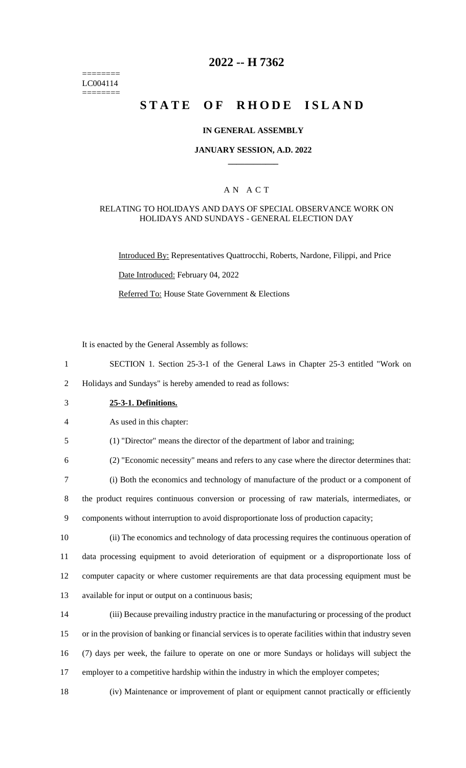========
LC004114
========

# 2022 -- H 7362

# STATE OF RHODE ISLAND

### IN GENERAL ASSEMBLY

### JANUARY SESSION, A.D. 2022

## AN ACT

RELATING TO HOLIDAYS AND DAYS OF SPECIAL OBSERVANCE WORK ON HOLIDAYS AND SUNDAYS - GENERAL ELECTION DAY

Introduced By: Representatives Quattrocchi, Roberts, Nardone, Filippi, and Price

Date Introduced: February 04, 2022

Referred To: House State Government & Elections

It is enacted by the General Assembly as follows:

1 SECTION 1. Section 25-3-1 of the General Laws in Chapter 25-3 entitled "Work on
2 Holidays and Sundays" is hereby amended to read as follows:

3 **25-3-1. Definitions.**

4 As used in this chapter:

5 (1) "Director" means the director of the department of labor and training;

6 (2) "Economic necessity" means and refers to any case where the director determines that:

7 (i) Both the economics and technology of manufacture of the product or a component of
8 the product requires continuous conversion or processing of raw materials, intermediates, or
9 components without interruption to avoid disproportionate loss of production capacity;

10 (ii) The economics and technology of data processing requires the continuous operation of
11 data processing equipment to avoid deterioration of equipment or a disproportionate loss of
12 computer capacity or where customer requirements are that data processing equipment must be
13 available for input or output on a continuous basis;

14 (iii) Because prevailing industry practice in the manufacturing or processing of the product
15 or in the provision of banking or financial services is to operate facilities within that industry seven
16 (7) days per week, the failure to operate on one or more Sundays or holidays will subject the
17 employer to a competitive hardship within the industry in which the employer competes;

18 (iv) Maintenance or improvement of plant or equipment cannot practically or efficiently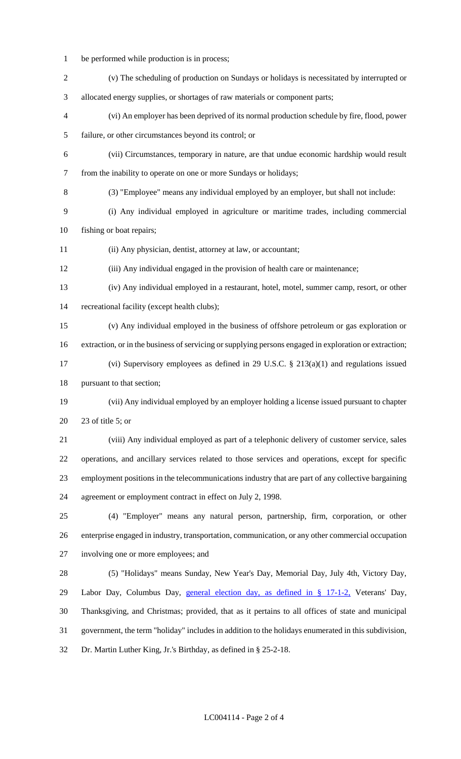be performed while production is in process;

(v) The scheduling of production on Sundays or holidays is necessitated by interrupted or allocated energy supplies, or shortages of raw materials or component parts;

(vi) An employer has been deprived of its normal production schedule by fire, flood, power failure, or other circumstances beyond its control; or

(vii) Circumstances, temporary in nature, are that undue economic hardship would result from the inability to operate on one or more Sundays or holidays;

(3) "Employee" means any individual employed by an employer, but shall not include:

(i) Any individual employed in agriculture or maritime trades, including commercial fishing or boat repairs;

(ii) Any physician, dentist, attorney at law, or accountant;

(iii) Any individual engaged in the provision of health care or maintenance;

(iv) Any individual employed in a restaurant, hotel, motel, summer camp, resort, or other recreational facility (except health clubs);

(v) Any individual employed in the business of offshore petroleum or gas exploration or extraction, or in the business of servicing or supplying persons engaged in exploration or extraction;

(vi) Supervisory employees as defined in 29 U.S.C. § 213(a)(1) and regulations issued pursuant to that section;

(vii) Any individual employed by an employer holding a license issued pursuant to chapter 23 of title 5; or

(viii) Any individual employed as part of a telephonic delivery of customer service, sales operations, and ancillary services related to those services and operations, except for specific employment positions in the telecommunications industry that are part of any collective bargaining agreement or employment contract in effect on July 2, 1998.

(4) "Employer" means any natural person, partnership, firm, corporation, or other enterprise engaged in industry, transportation, communication, or any other commercial occupation involving one or more employees; and

(5) "Holidays" means Sunday, New Year's Day, Memorial Day, July 4th, Victory Day, Labor Day, Columbus Day, <u>general election day, as defined in § 17-1-2,</u> Veterans' Day, Thanksgiving, and Christmas; provided, that as it pertains to all offices of state and municipal government, the term "holiday" includes in addition to the holidays enumerated in this subdivision, Dr. Martin Luther King, Jr.'s Birthday, as defined in § 25-2-18.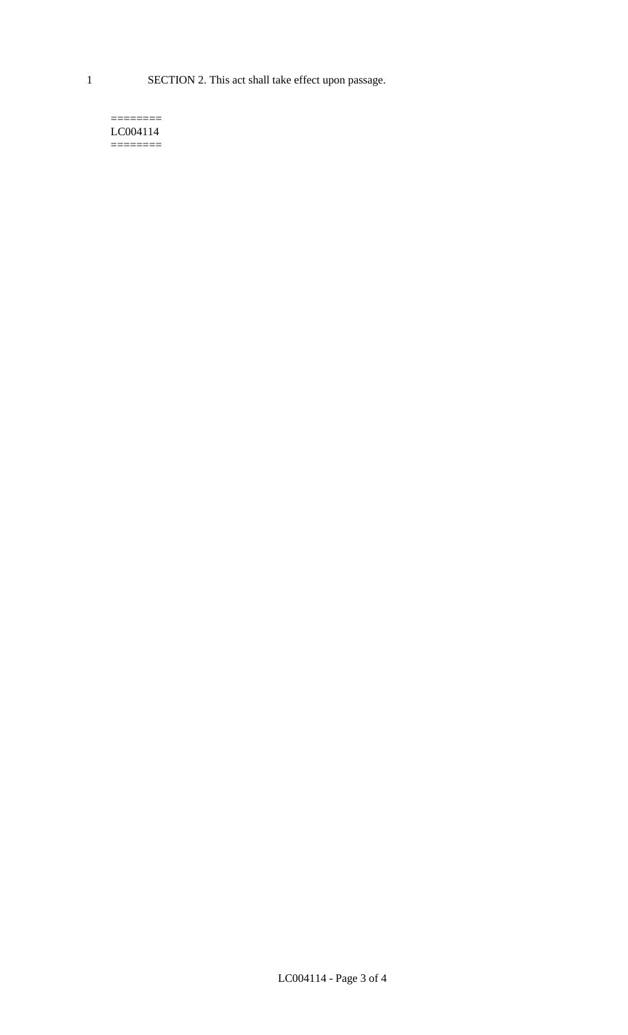SECTION 2. This act shall take effect upon passage.

========
LC004114
========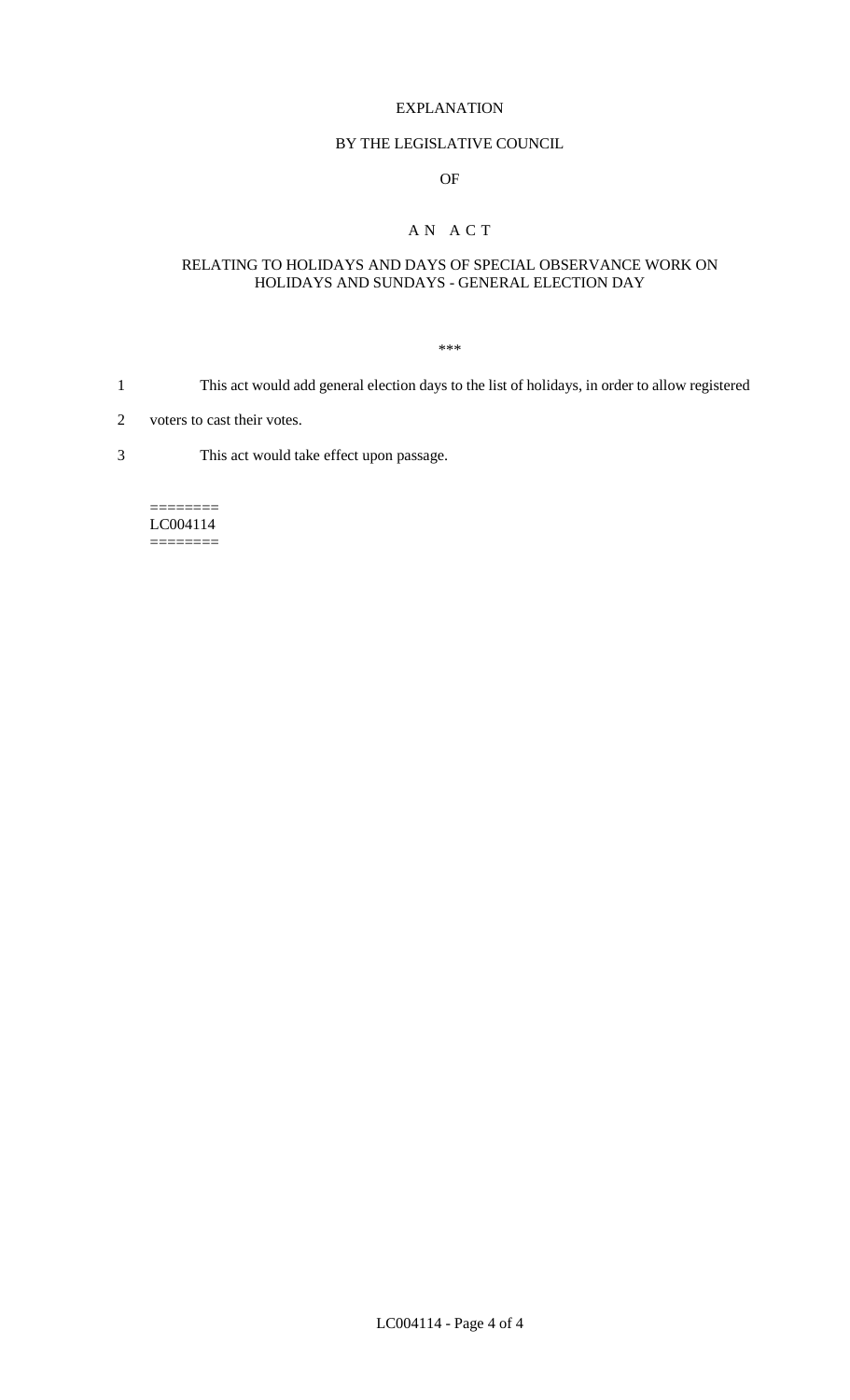EXPLANATION

BY THE LEGISLATIVE COUNCIL

OF

A N A C T

RELATING TO HOLIDAYS AND DAYS OF SPECIAL OBSERVANCE WORK ON HOLIDAYS AND SUNDAYS - GENERAL ELECTION DAY

\*\*\*

1 This act would add general election days to the list of holidays, in order to allow registered
2 voters to cast their votes.
3 This act would take effect upon passage.

========
LC004114
========